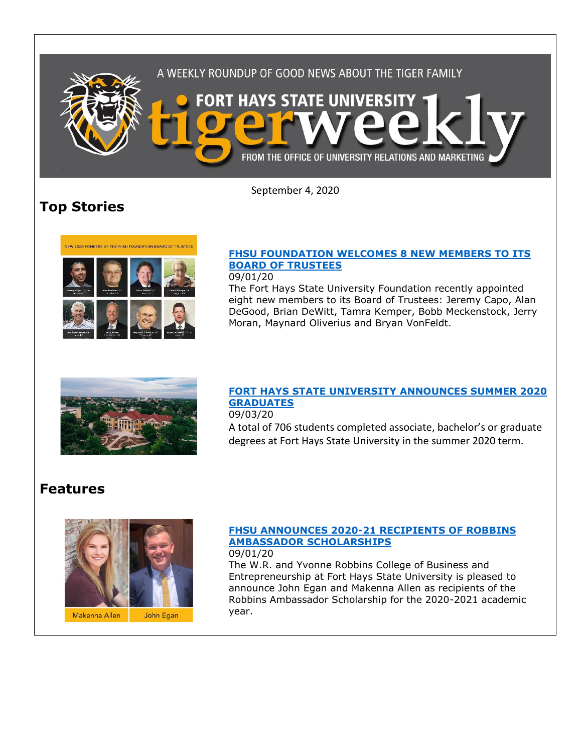A WEEKLY ROUNDUP OF GOOD NEWS ABOUT THE TIGER FAMILY

# FORT HAYS STATE UNIVERSITY tigerweekly

FROM THE OFFICE OF UNIVERSITY RELATIONS AND MARKETING

September 4, 2020

## Top Stories

### FHSU FOUNDATION WELCOMES 8 NEW MEMBERS TO ITS BOARD OF TRUSTEES

09/01/20

The Fort Hays State University Foundation recently appointed eight new members to its Board of Trustees: Jeremy Capo, Alan DeGood, Brian DeWitt, Tamra Kemper, Bobb Meckenstock, Jerry Moran, Maynard Oliverius and Bryan VonFeldt.

### FORT HAYS STATE UNIVERSITY ANNOUNCES SUMMER 2020 GRADUATES

09/03/20

A total of 706 students completed associate, bachelor's or graduate degrees at Fort Hays State University in the summer 2020 term.

## Features

### FHSU ANNOUNCES 2020-21 RECIPIENTS OF ROBBINS AMBASSADOR SCHOLARSHIPS

09/01/20

The W.R. and Yvonne Robbins College of Business and Entrepreneurship at Fort Hays State University is pleased to announce John Egan and Makenna Allen as recipients of the Robbins Ambassador Scholarship for the 2020-2021 academic year.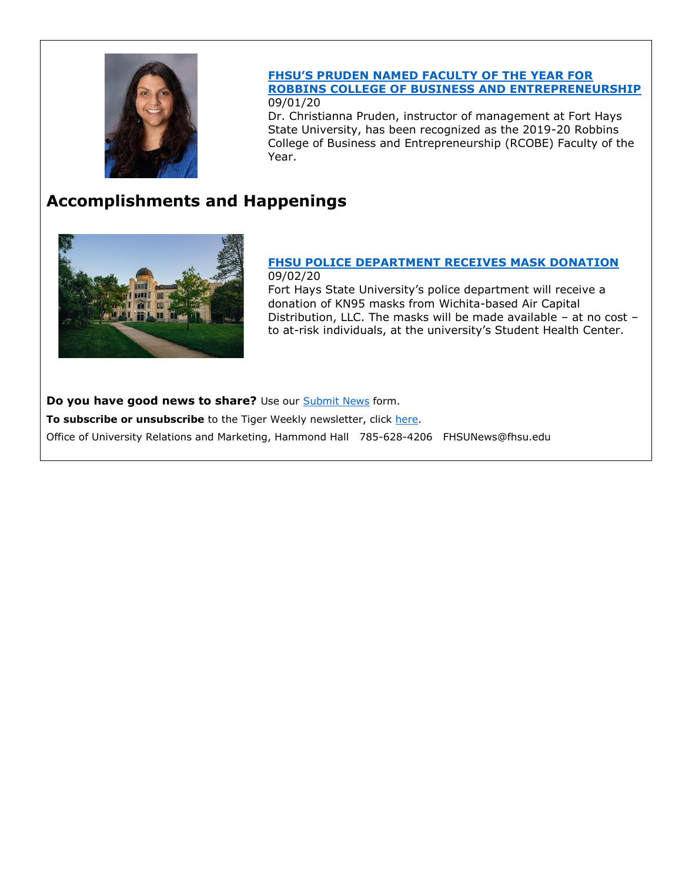**[FHSU'S PRUDEN NAMED FACULTY OF THE YEAR FOR ROBBINS COLLEGE OF BUSINESS AND ENTREPRENEURSHIP]**
09/01/20
Dr. Christianna Pruden, instructor of management at Fort Hays State University, has been recognized as the 2019-20 Robbins College of Business and Entrepreneurship (RCOBE) Faculty of the Year.

## Accomplishments and Happenings

**[FHSU POLICE DEPARTMENT RECEIVES MASK DONATION]**
09/02/20
Fort Hays State University's police department will receive a donation of KN95 masks from Wichita-based Air Capital Distribution, LLC. The masks will be made available – at no cost – to at-risk individuals, at the university's Student Health Center.

**Do you have good news to share?** Use our Submit News form.

**To subscribe or unsubscribe** to the Tiger Weekly newsletter, click here.

Office of University Relations and Marketing, Hammond Hall   785-628-4206   FHSUNews@fhsu.edu